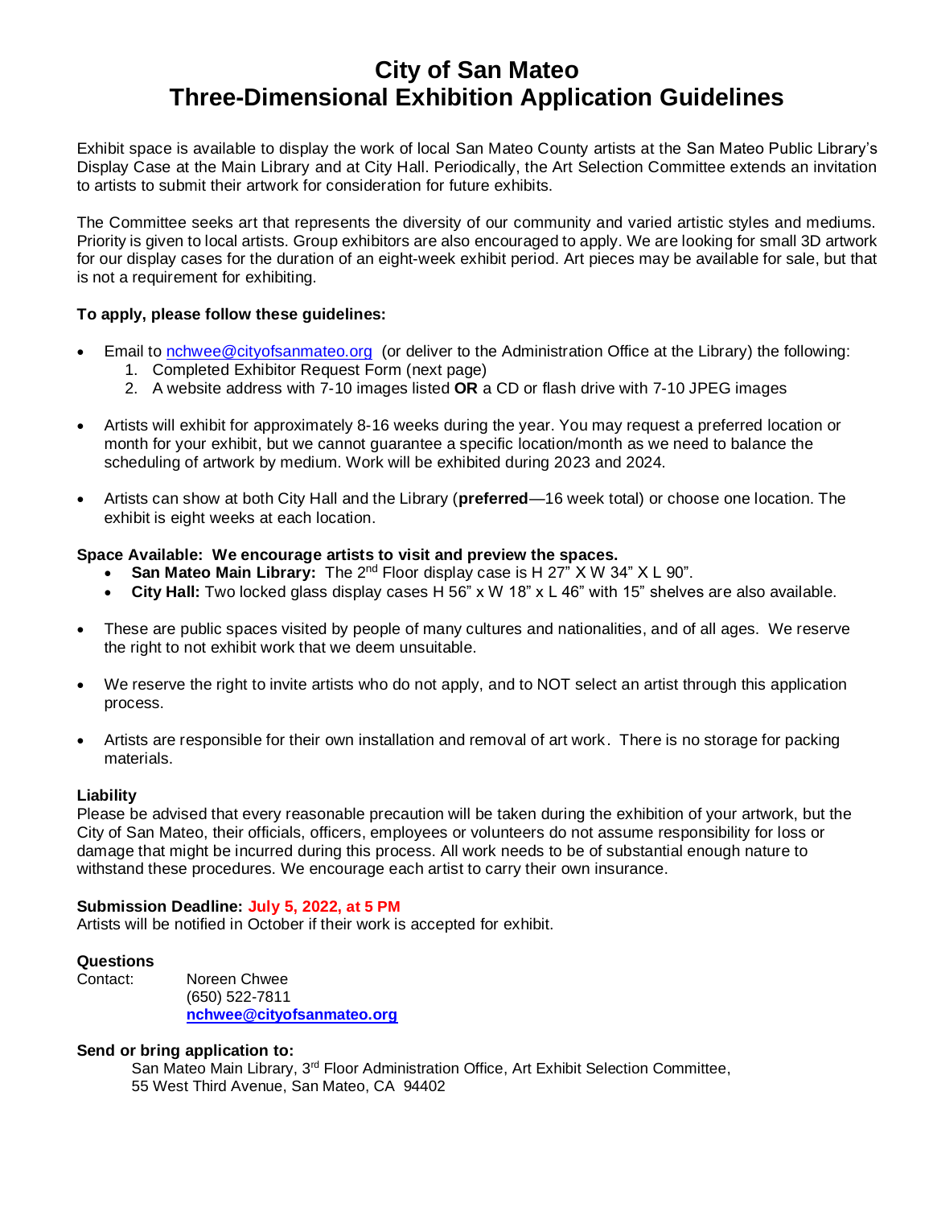# City of San Mateo
# Three-Dimensional Exhibition Application Guidelines

Exhibit space is available to display the work of local San Mateo County artists at the San Mateo Public Library's Display Case at the Main Library and at City Hall. Periodically, the Art Selection Committee extends an invitation to artists to submit their artwork for consideration for future exhibits.

The Committee seeks art that represents the diversity of our community and varied artistic styles and mediums. Priority is given to local artists. Group exhibitors are also encouraged to apply. We are looking for small 3D artwork for our display cases for the duration of an eight-week exhibit period. Art pieces may be available for sale, but that is not a requirement for exhibiting.

**To apply, please follow these guidelines:**

- Email to [nchwee@cityofsanmateo.org](mailto:nchwee@cityofsanmateo.org) (or deliver to the Administration Office at the Library) the following:
  1. Completed Exhibitor Request Form (next page)
  2. A website address with 7-10 images listed **OR** a CD or flash drive with 7-10 JPEG images

- Artists will exhibit for approximately 8-16 weeks during the year. You may request a preferred location or month for your exhibit, but we cannot guarantee a specific location/month as we need to balance the scheduling of artwork by medium. Work will be exhibited during 2023 and 2024.

- Artists can show at both City Hall and the Library (**preferred**—16 week total) or choose one location. The exhibit is eight weeks at each location.

**Space Available: We encourage artists to visit and preview the spaces.**

- **San Mateo Main Library:** The 2nd Floor display case is H 27" X W 34" X L 90".
- **City Hall:** Two locked glass display cases H 56" x W 18" x L 46" with 15" shelves are also available.

- These are public spaces visited by people of many cultures and nationalities, and of all ages. We reserve the right to not exhibit work that we deem unsuitable.

- We reserve the right to invite artists who do not apply, and to NOT select an artist through this application process.

- Artists are responsible for their own installation and removal of art work. There is no storage for packing materials.

**Liability**

Please be advised that every reasonable precaution will be taken during the exhibition of your artwork, but the City of San Mateo, their officials, officers, employees or volunteers do not assume responsibility for loss or damage that might be incurred during this process. All work needs to be of substantial enough nature to withstand these procedures. We encourage each artist to carry their own insurance.

**Submission Deadline: July 5, 2022, at 5 PM**

Artists will be notified in October if their work is accepted for exhibit.

**Questions**

Contact: Noreen Chwee
(650) 522-7811
**[nchwee@cityofsanmateo.org](mailto:nchwee@cityofsanmateo.org)**

**Send or bring application to:**

San Mateo Main Library, 3rd Floor Administration Office, Art Exhibit Selection Committee,
55 West Third Avenue, San Mateo, CA 94402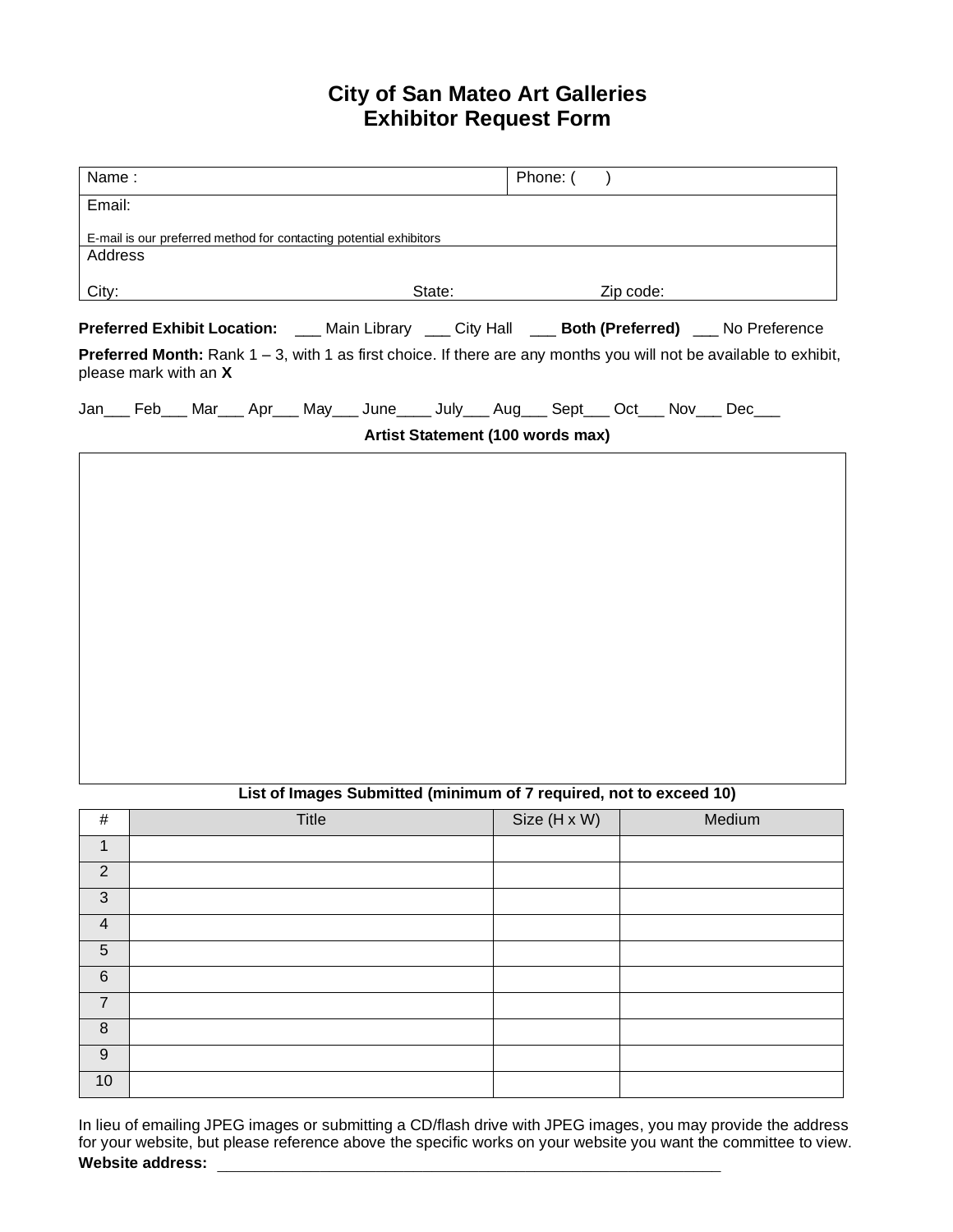# City of San Mateo Art Galleries
# Exhibitor Request Form

| | |
|---|---|
| Name : | Phone: ( ) |
| Email:<br><br>E-mail is our preferred method for contacting potential exhibitors | |
| Address<br><br>City: State: Zip code: | |

**Preferred Exhibit Location:** ___ Main Library ___ City Hall ___ **Both (Preferred)** ___ No Preference

**Preferred Month:** Rank 1 – 3, with 1 as first choice. If there are any months you will not be available to exhibit, please mark with an **X**

Jan___ Feb___ Mar___ Apr___ May___ June____ July___ Aug___ Sept___ Oct___ Nov___ Dec___

**Artist Statement (100 words max)**

| |
|---|
| |

**List of Images Submitted (minimum of 7 required, not to exceed 10)**

| # | Title | Size (H x W) | Medium |
|---|---|---|---|
| 1 | | | |
| 2 | | | |
| 3 | | | |
| 4 | | | |
| 5 | | | |
| 6 | | | |
| 7 | | | |
| 8 | | | |
| 9 | | | |
| 10 | | | |

In lieu of emailing JPEG images or submitting a CD/flash drive with JPEG images, you may provide the address for your website, but please reference above the specific works on your website you want the committee to view.

**Website address:** ____________________________________________